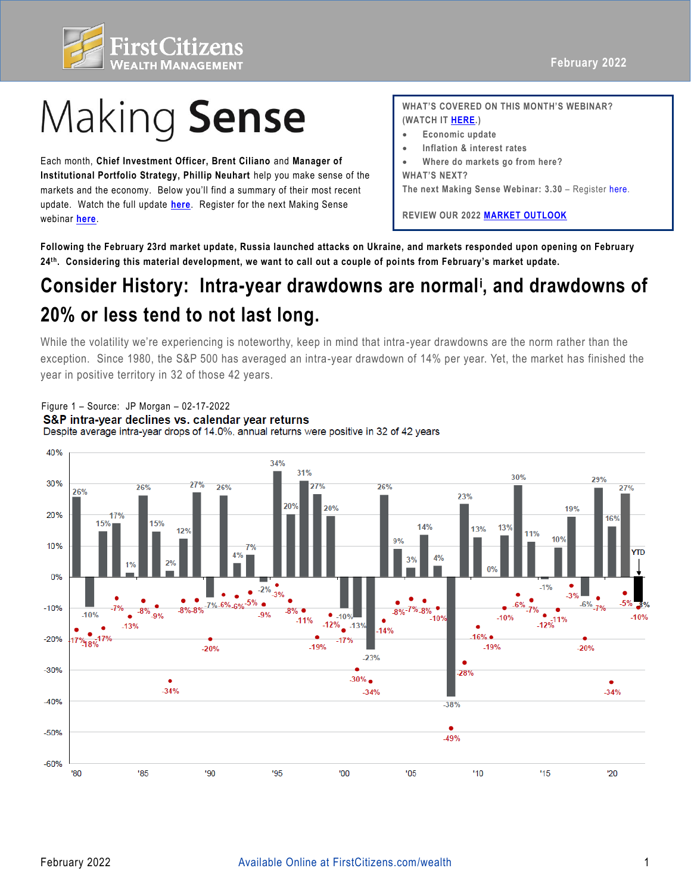# Making **Sense**

Each month, **Chief Investment Officer, Brent Ciliano** and **Manager of Institutional Portfolio Strategy, Phillip Neuhart** help you make sense of the markets and the economy. Below you'll find a summary of their most recent update. Watch the full update here. Register for the next Making Sense webinar here.

WHAT'S COVERED ON THIS MONTH'S WEBINAR? (WATCH IT **HERE**.)

- Economic update
- Inflation & interest rates
- Where do markets go from here?

WHAT'S NEXT?

The next Making Sense Webinar: 3.30 – Register here.

REVIEW OUR 2022 **MARKET OUTLOOK**

**Following the February 23rd market update, Russia launched attacks on Ukraine, and markets responded upon opening on February 24th. Considering this material development, we want to call out a couple of points from February's market update.**

## Consider History: Intra-year drawdowns are normal[i], and drawdowns of 20% or less tend to not last long.

While the volatility we're experiencing is noteworthy, keep in mind that intra-year drawdowns are the norm rather than the exception. Since 1980, the S&P 500 has averaged an intra-year drawdown of 14% per year. Yet, the market has finished the year in positive territory in 32 of those 42 years.

Figure 1 – Source: JP Morgan – 02-17-2022

**S&P intra-year declines vs. calendar year returns**

Despite average intra-year drops of 14.0%, annual returns were positive in 32 of 42 years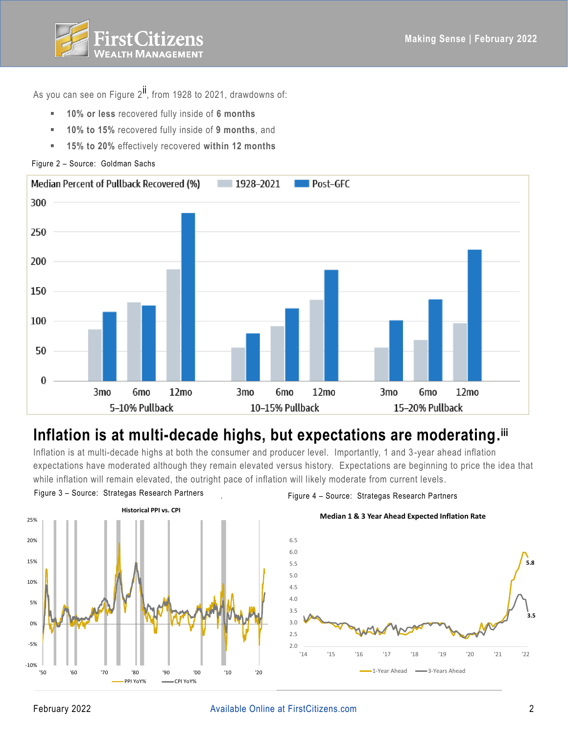As you can see on Figure 2[ii], from 1928 to 2021, drawdowns of:

- **10% or less** recovered fully inside of **6 months**
- **10% to 15%** recovered fully inside of **9 months**, and
- **15% to 20%** effectively recovered **within 12 months**

Figure 2 – Source: Goldman Sachs

## Inflation is at multi-decade highs, but expectations are moderating.[iii]

Inflation is at multi-decade highs at both the consumer and producer level. Importantly, 1 and 3-year ahead inflation expectations have moderated although they remain elevated versus history. Expectations are beginning to price the idea that while inflation will remain elevated, the outright pace of inflation will likely moderate from current levels.

Figure 3 – Source: Strategas Research Partners

Figure 4 – Source: Strategas Research Partners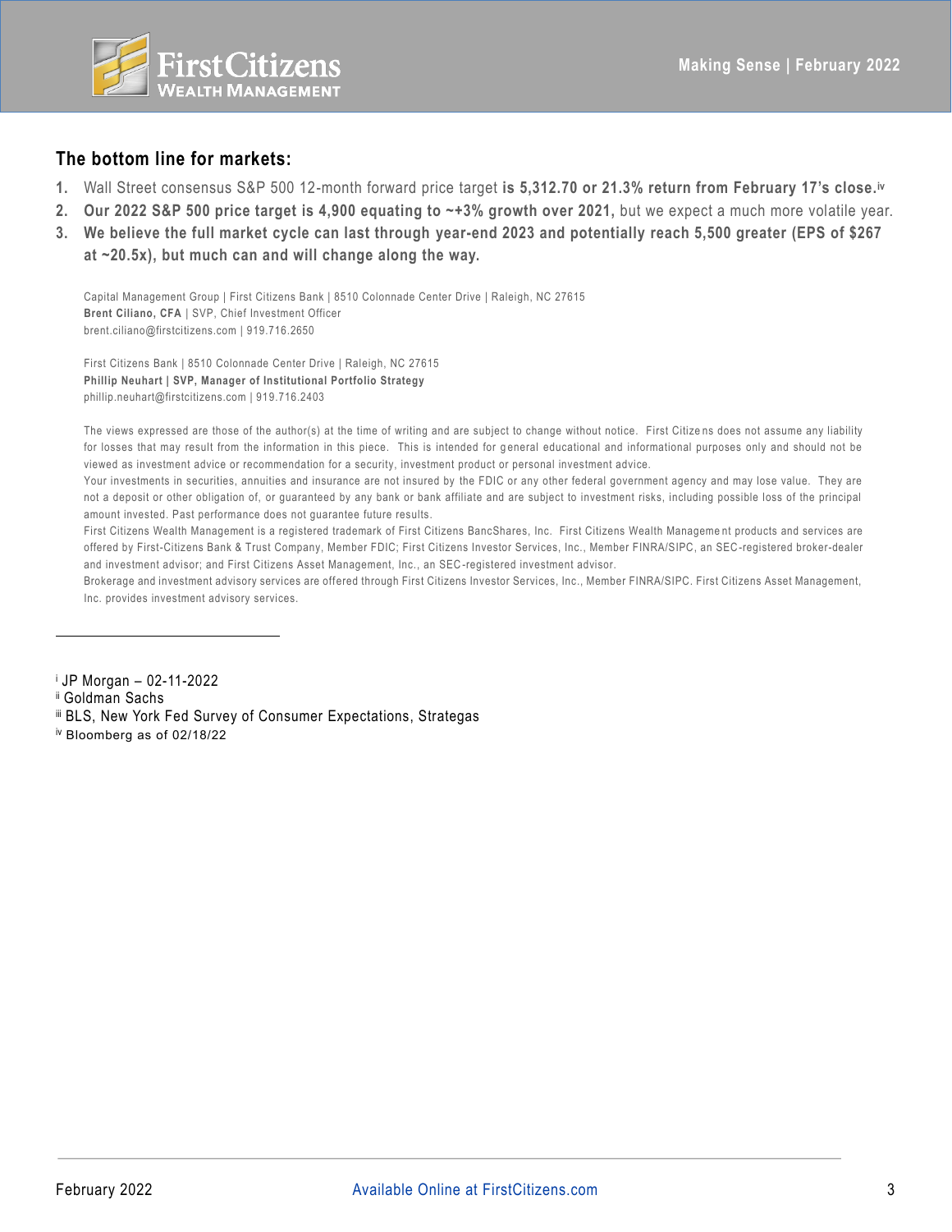## The bottom line for markets:

1. Wall Street consensus S&P 500 12-month forward price target **is 5,312.70 or 21.3% return from February 17's close.**[iv]
2. **Our 2022 S&P 500 price target is 4,900 equating to ~+3% growth over 2021,** but we expect a much more volatile year.
3. **We believe the full market cycle can last through year-end 2023 and potentially reach 5,500 greater (EPS of $267 at ~20.5x), but much can and will change along the way.**

Capital Management Group | First Citizens Bank | 8510 Colonnade Center Drive | Raleigh, NC 27615
**Brent Ciliano, CFA** | SVP, Chief Investment Officer
brent.ciliano@firstcitizens.com | 919.716.2650

First Citizens Bank | 8510 Colonnade Center Drive | Raleigh, NC 27615
**Phillip Neuhart | SVP, Manager of Institutional Portfolio Strategy**
phillip.neuhart@firstcitizens.com | 919.716.2403

The views expressed are those of the author(s) at the time of writing and are subject to change without notice. First Citizens does not assume any liability for losses that may result from the information in this piece. This is intended for general educational and informational purposes only and should not be viewed as investment advice or recommendation for a security, investment product or personal investment advice.
Your investments in securities, annuities and insurance are not insured by the FDIC or any other federal government agency and may lose value. They are not a deposit or other obligation of, or guaranteed by any bank or bank affiliate and are subject to investment risks, including possible loss of the principal amount invested. Past performance does not guarantee future results.
First Citizens Wealth Management is a registered trademark of First Citizens BancShares, Inc. First Citizens Wealth Management products and services are offered by First-Citizens Bank & Trust Company, Member FDIC; First Citizens Investor Services, Inc., Member FINRA/SIPC, an SEC-registered broker-dealer and investment advisor; and First Citizens Asset Management, Inc., an SEC-registered investment advisor.
Brokerage and investment advisory services are offered through First Citizens Investor Services, Inc., Member FINRA/SIPC. First Citizens Asset Management, Inc. provides investment advisory services.

---

[i] JP Morgan – 02-11-2022
[ii] Goldman Sachs
[iii] BLS, New York Fed Survey of Consumer Expectations, Strategas
[iv] Bloomberg as of 02/18/22